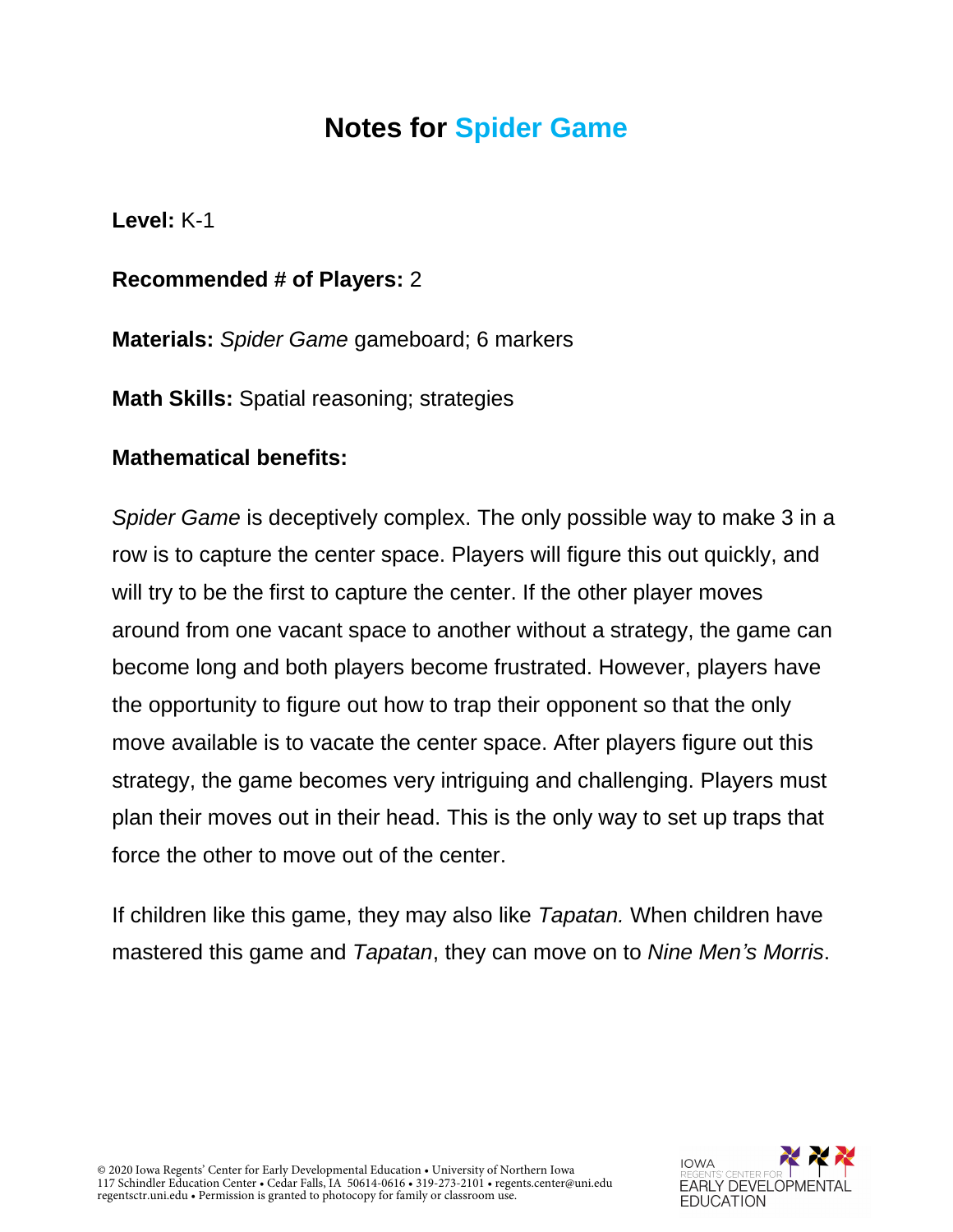# Notes for Spider Game

**Level:** K-1

**Recommended # of Players:** 2

**Materials:** *Spider Game* gameboard; 6 markers

**Math Skills:** Spatial reasoning; strategies

**Mathematical benefits:**

*Spider Game* is deceptively complex. The only possible way to make 3 in a row is to capture the center space. Players will figure this out quickly, and will try to be the first to capture the center. If the other player moves around from one vacant space to another without a strategy, the game can become long and both players become frustrated. However, players have the opportunity to figure out how to trap their opponent so that the only move available is to vacate the center space. After players figure out this strategy, the game becomes very intriguing and challenging. Players must plan their moves out in their head. This is the only way to set up traps that force the other to move out of the center.

If children like this game, they may also like *Tapatan.* When children have mastered this game and *Tapatan*, they can move on to *Nine Men's Morris*.

© 2020 Iowa Regents' Center for Early Developmental Education • University of Northern Iowa
117 Schindler Education Center • Cedar Falls, IA 50614-0616 • 319-273-2101 • regents.center@uni.edu
regentsctr.uni.edu • Permission is granted to photocopy for family or classroom use.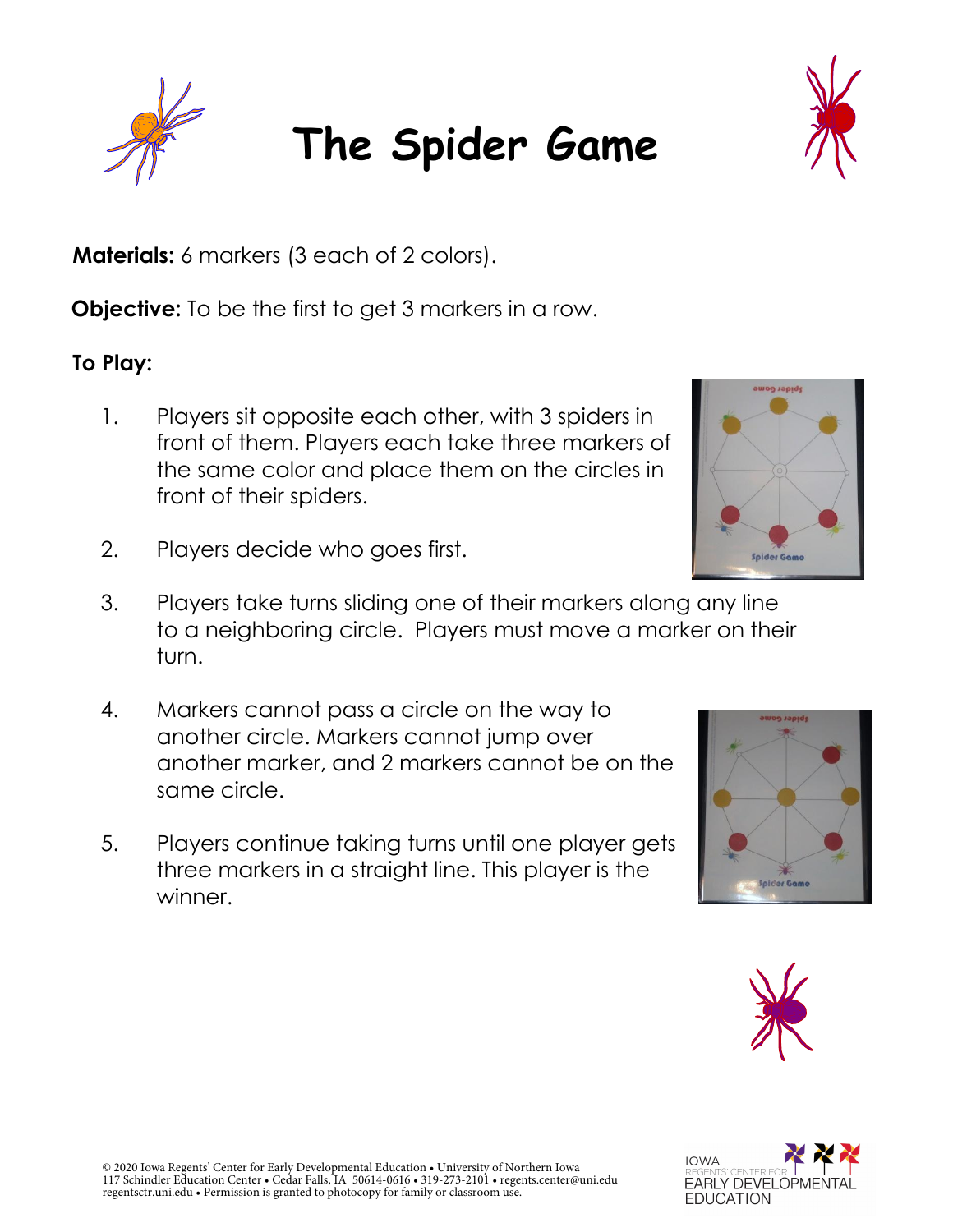# The Spider Game

**Materials:** 6 markers (3 each of 2 colors).

**Objective:** To be the first to get 3 markers in a row.

**To Play:**

1. Players sit opposite each other, with 3 spiders in front of them. Players each take three markers of the same color and place them on the circles in front of their spiders.

2. Players decide who goes first.

3. Players take turns sliding one of their markers along any line to a neighboring circle. Players must move a marker on their turn.

4. Markers cannot pass a circle on the way to another circle. Markers cannot jump over another marker, and 2 markers cannot be on the same circle.

5. Players continue taking turns until one player gets three markers in a straight line. This player is the winner.

© 2020 Iowa Regents' Center for Early Developmental Education • University of Northern Iowa
117 Schindler Education Center • Cedar Falls, IA 50614-0616 • 319-273-2101 • regents.center@uni.edu
regentsctr.uni.edu • Permission is granted to photocopy for family or classroom use.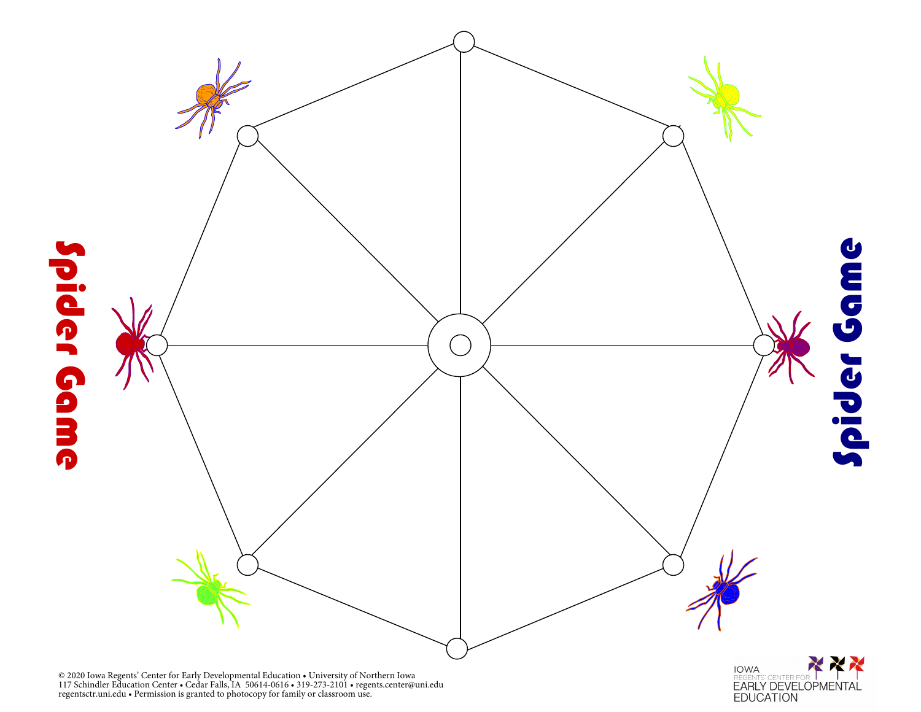Spider Game

Spider Game

© 2020 Iowa Regents' Center for Early Developmental Education • University of Northern Iowa
117 Schindler Education Center • Cedar Falls, IA 50614-0616 • 319-273-2101 • regents.center@uni.edu
regentsctr.uni.edu • Permission is granted to photocopy for family or classroom use.

IOWA
REGENTS' CENTER FOR
EARLY DEVELOPMENTAL
EDUCATION